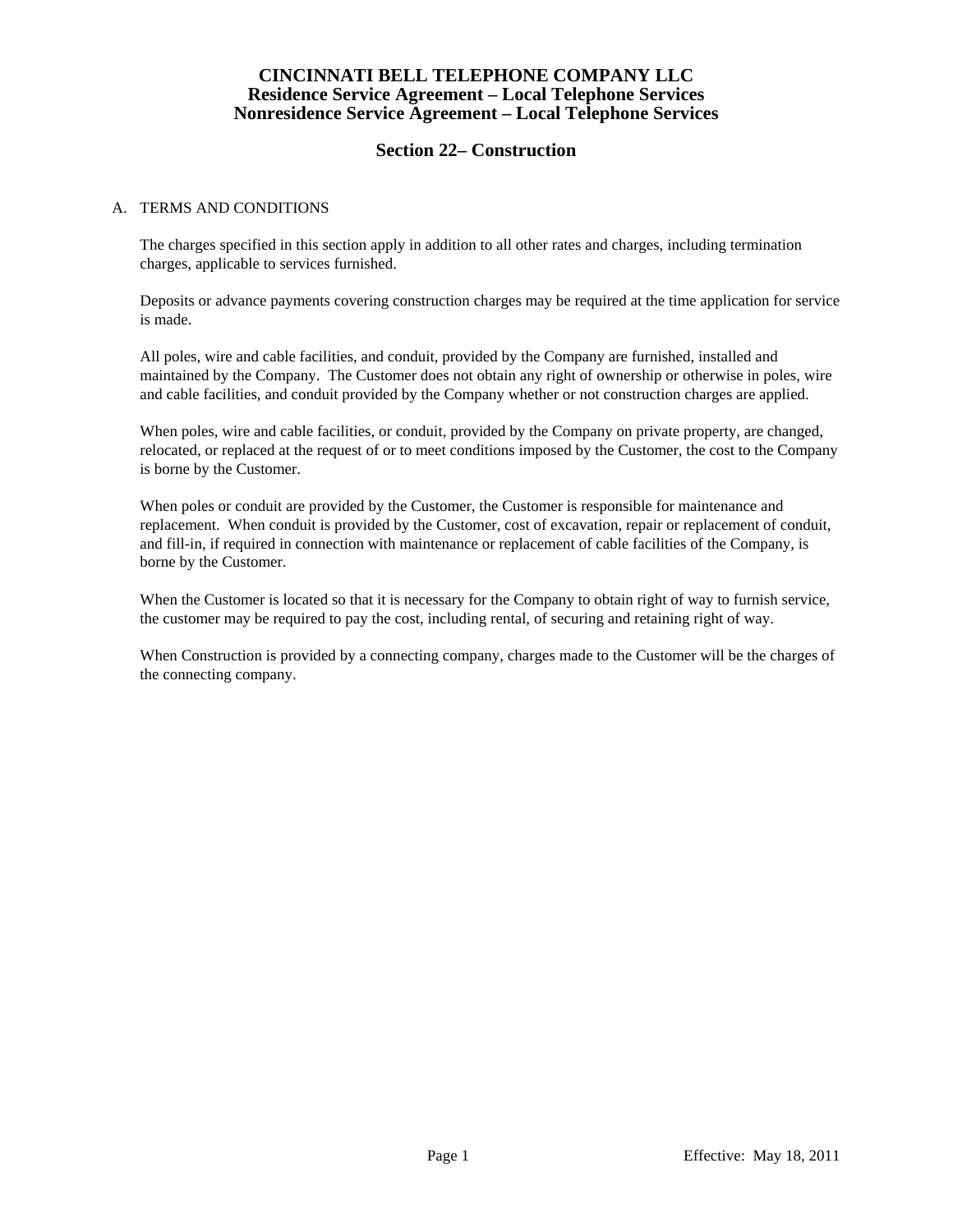# CINCINNATI BELL TELEPHONE COMPANY LLC
## Residence Service Agreement – Local Telephone Services
## Nonresidence Service Agreement – Local Telephone Services

## Section 22– Construction

A. TERMS AND CONDITIONS

The charges specified in this section apply in addition to all other rates and charges, including termination charges, applicable to services furnished.

Deposits or advance payments covering construction charges may be required at the time application for service is made.

All poles, wire and cable facilities, and conduit, provided by the Company are furnished, installed and maintained by the Company. The Customer does not obtain any right of ownership or otherwise in poles, wire and cable facilities, and conduit provided by the Company whether or not construction charges are applied.

When poles, wire and cable facilities, or conduit, provided by the Company on private property, are changed, relocated, or replaced at the request of or to meet conditions imposed by the Customer, the cost to the Company is borne by the Customer.

When poles or conduit are provided by the Customer, the Customer is responsible for maintenance and replacement. When conduit is provided by the Customer, cost of excavation, repair or replacement of conduit, and fill-in, if required in connection with maintenance or replacement of cable facilities of the Company, is borne by the Customer.

When the Customer is located so that it is necessary for the Company to obtain right of way to furnish service, the customer may be required to pay the cost, including rental, of securing and retaining right of way.

When Construction is provided by a connecting company, charges made to the Customer will be the charges of the connecting company.

Effective: May 18, 2011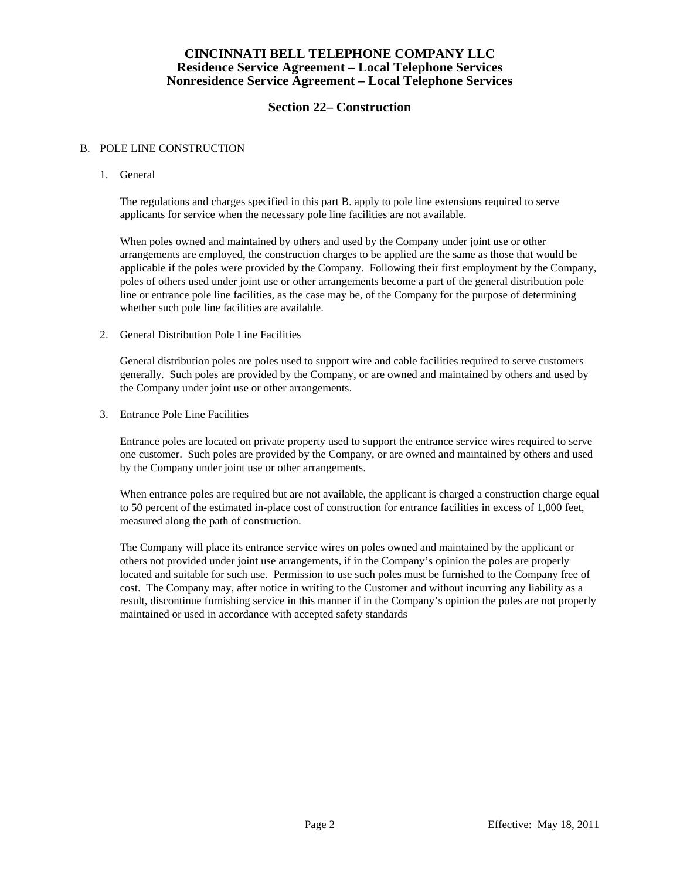# CINCINNATI BELL TELEPHONE COMPANY LLC
## Residence Service Agreement – Local Telephone Services
## Nonresidence Service Agreement – Local Telephone Services

## Section 22– Construction

B. POLE LINE CONSTRUCTION

1. General

   The regulations and charges specified in this part B. apply to pole line extensions required to serve applicants for service when the necessary pole line facilities are not available.

   When poles owned and maintained by others and used by the Company under joint use or other arrangements are employed, the construction charges to be applied are the same as those that would be applicable if the poles were provided by the Company. Following their first employment by the Company, poles of others used under joint use or other arrangements become a part of the general distribution pole line or entrance pole line facilities, as the case may be, of the Company for the purpose of determining whether such pole line facilities are available.

2. General Distribution Pole Line Facilities

   General distribution poles are poles used to support wire and cable facilities required to serve customers generally. Such poles are provided by the Company, or are owned and maintained by others and used by the Company under joint use or other arrangements.

3. Entrance Pole Line Facilities

   Entrance poles are located on private property used to support the entrance service wires required to serve one customer. Such poles are provided by the Company, or are owned and maintained by others and used by the Company under joint use or other arrangements.

   When entrance poles are required but are not available, the applicant is charged a construction charge equal to 50 percent of the estimated in-place cost of construction for entrance facilities in excess of 1,000 feet, measured along the path of construction.

   The Company will place its entrance service wires on poles owned and maintained by the applicant or others not provided under joint use arrangements, if in the Company's opinion the poles are properly located and suitable for such use. Permission to use such poles must be furnished to the Company free of cost. The Company may, after notice in writing to the Customer and without incurring any liability as a result, discontinue furnishing service in this manner if in the Company's opinion the poles are not properly maintained or used in accordance with accepted safety standards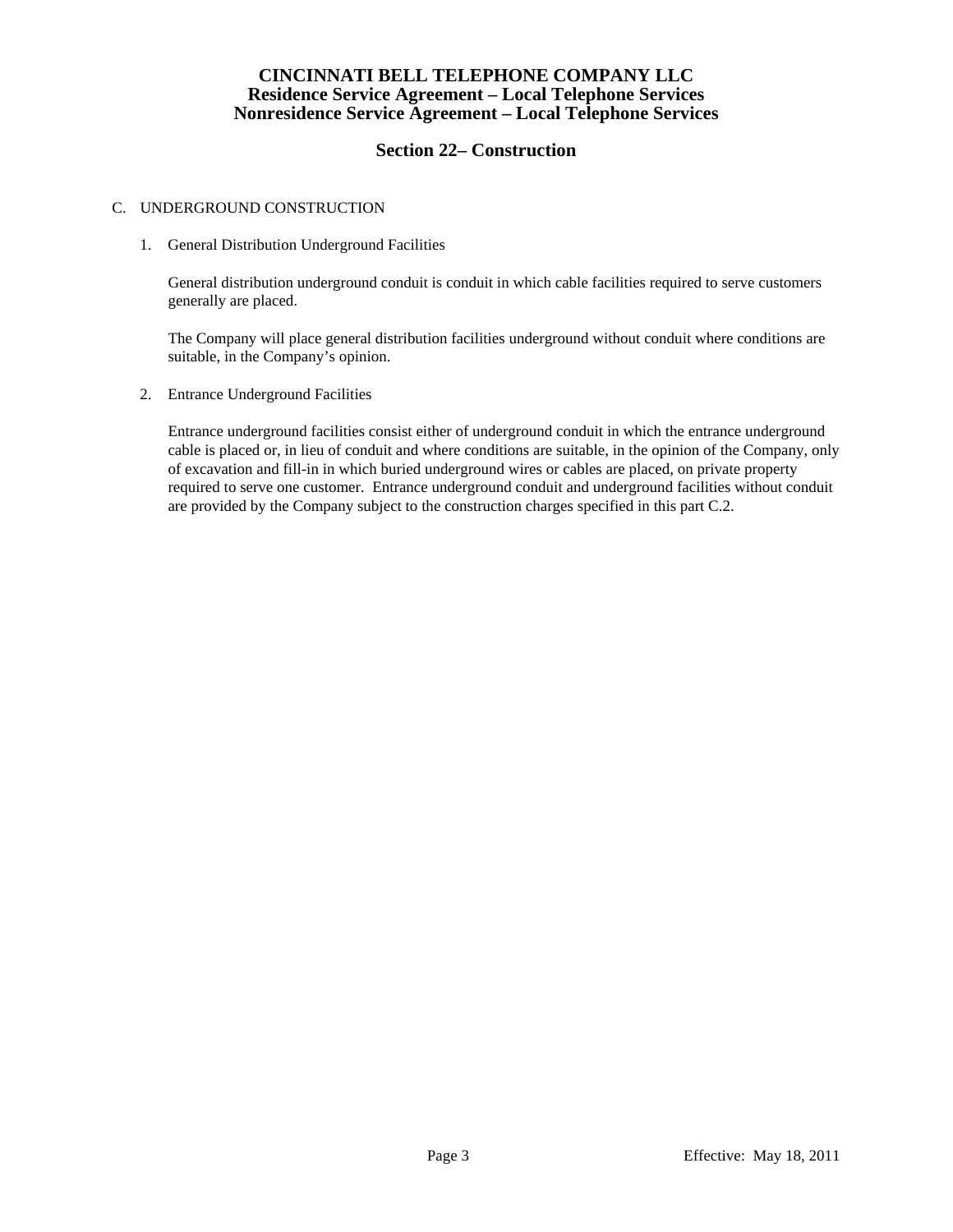C. UNDERGROUND CONSTRUCTION

1. General Distribution Underground Facilities

   General distribution underground conduit is conduit in which cable facilities required to serve customers generally are placed.

   The Company will place general distribution facilities underground without conduit where conditions are suitable, in the Company's opinion.

2. Entrance Underground Facilities

   Entrance underground facilities consist either of underground conduit in which the entrance underground cable is placed or, in lieu of conduit and where conditions are suitable, in the opinion of the Company, only of excavation and fill-in in which buried underground wires or cables are placed, on private property required to serve one customer. Entrance underground conduit and underground facilities without conduit are provided by the Company subject to the construction charges specified in this part C.2.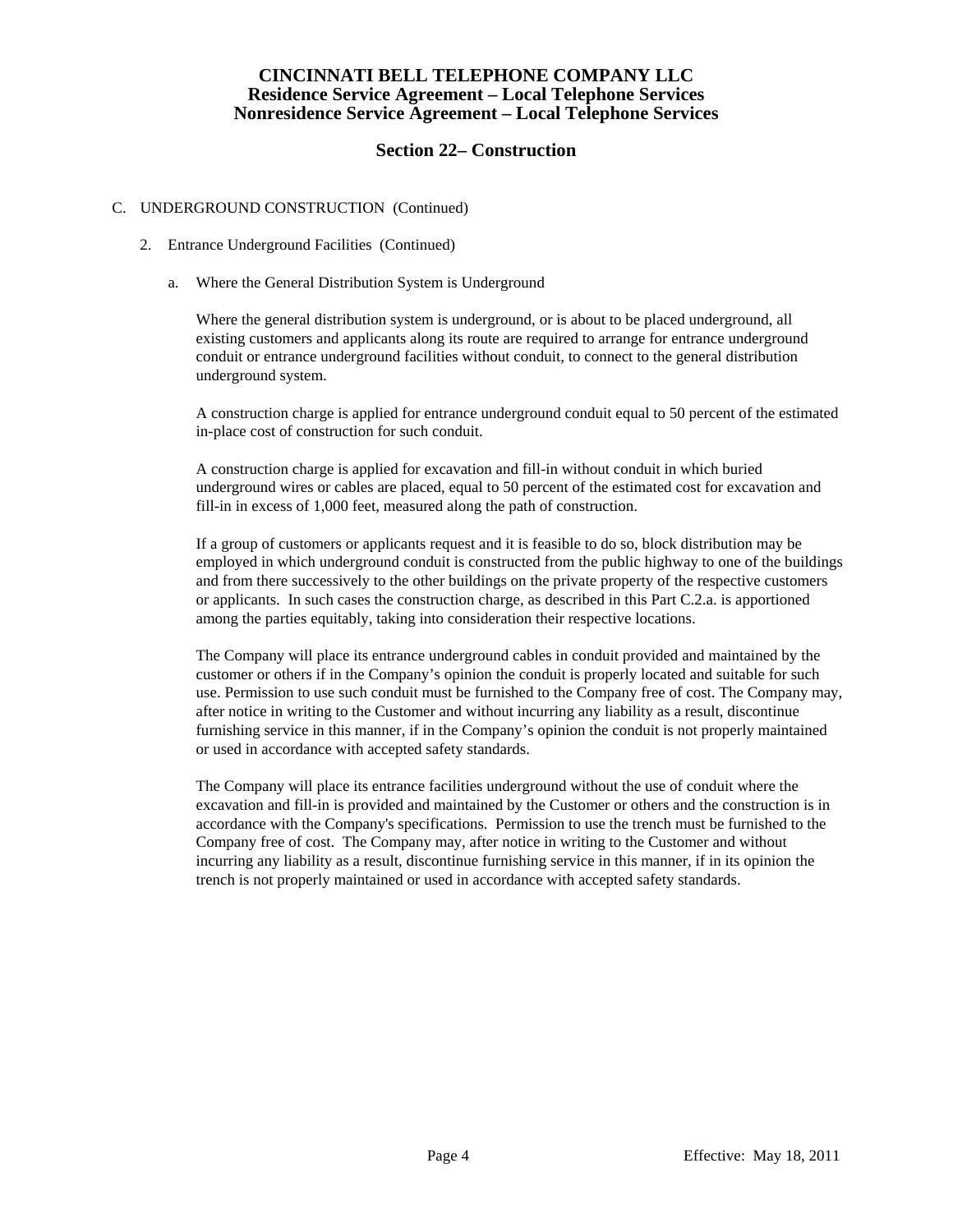# CINCINNATI BELL TELEPHONE COMPANY LLC
## Residence Service Agreement – Local Telephone Services
## Nonresidence Service Agreement – Local Telephone Services

## Section 22– Construction

C. UNDERGROUND CONSTRUCTION (Continued)

2. Entrance Underground Facilities (Continued)

a. Where the General Distribution System is Underground

Where the general distribution system is underground, or is about to be placed underground, all existing customers and applicants along its route are required to arrange for entrance underground conduit or entrance underground facilities without conduit, to connect to the general distribution underground system.

A construction charge is applied for entrance underground conduit equal to 50 percent of the estimated in-place cost of construction for such conduit.

A construction charge is applied for excavation and fill-in without conduit in which buried underground wires or cables are placed, equal to 50 percent of the estimated cost for excavation and fill-in in excess of 1,000 feet, measured along the path of construction.

If a group of customers or applicants request and it is feasible to do so, block distribution may be employed in which underground conduit is constructed from the public highway to one of the buildings and from there successively to the other buildings on the private property of the respective customers or applicants. In such cases the construction charge, as described in this Part C.2.a. is apportioned among the parties equitably, taking into consideration their respective locations.

The Company will place its entrance underground cables in conduit provided and maintained by the customer or others if in the Company's opinion the conduit is properly located and suitable for such use. Permission to use such conduit must be furnished to the Company free of cost. The Company may, after notice in writing to the Customer and without incurring any liability as a result, discontinue furnishing service in this manner, if in the Company's opinion the conduit is not properly maintained or used in accordance with accepted safety standards.

The Company will place its entrance facilities underground without the use of conduit where the excavation and fill-in is provided and maintained by the Customer or others and the construction is in accordance with the Company's specifications. Permission to use the trench must be furnished to the Company free of cost. The Company may, after notice in writing to the Customer and without incurring any liability as a result, discontinue furnishing service in this manner, if in its opinion the trench is not properly maintained or used in accordance with accepted safety standards.

Effective: May 18, 2011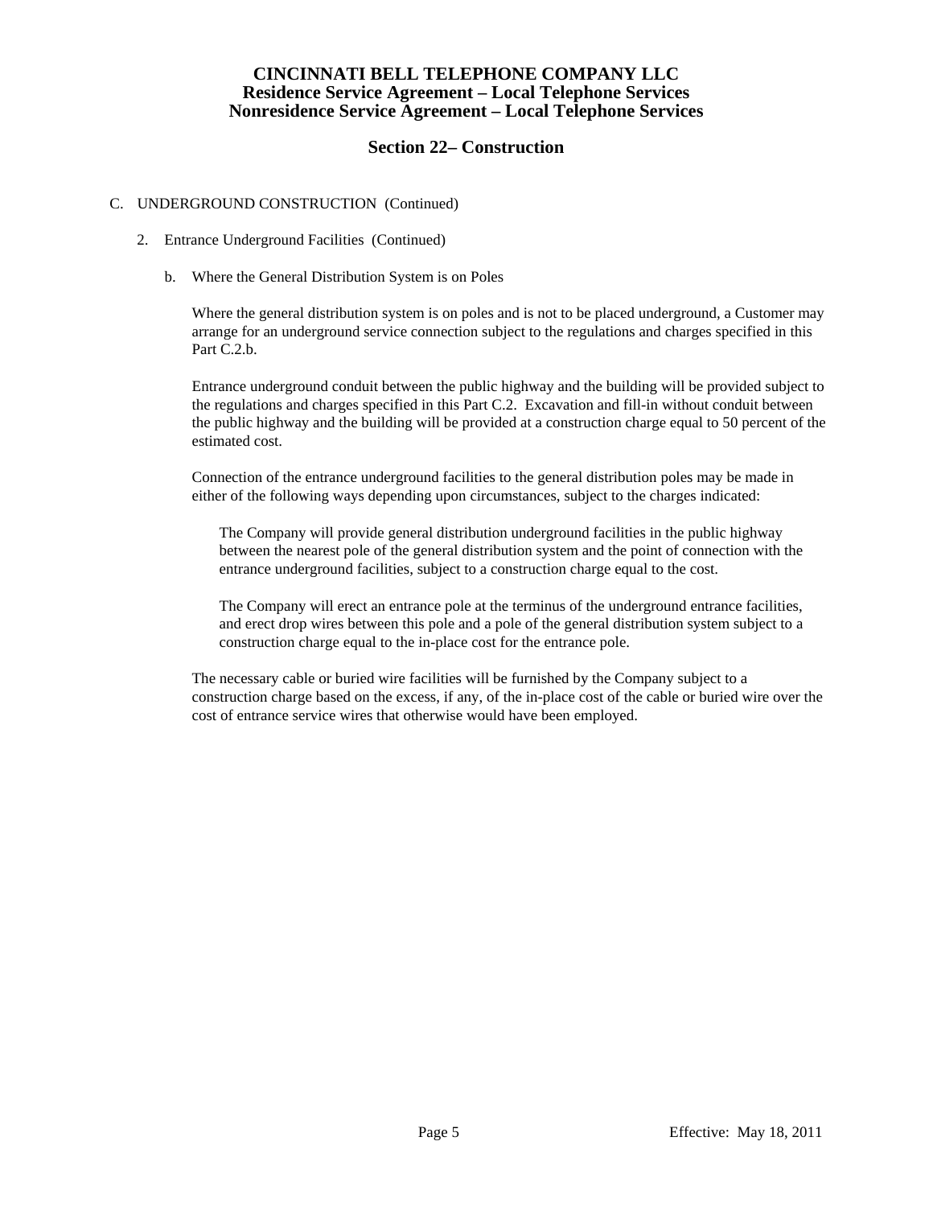## C. UNDERGROUND CONSTRUCTION (Continued)

### 2. Entrance Underground Facilities (Continued)

#### b. Where the General Distribution System is on Poles

Where the general distribution system is on poles and is not to be placed underground, a Customer may arrange for an underground service connection subject to the regulations and charges specified in this Part C.2.b.

Entrance underground conduit between the public highway and the building will be provided subject to the regulations and charges specified in this Part C.2. Excavation and fill-in without conduit between the public highway and the building will be provided at a construction charge equal to 50 percent of the estimated cost.

Connection of the entrance underground facilities to the general distribution poles may be made in either of the following ways depending upon circumstances, subject to the charges indicated:

> The Company will provide general distribution underground facilities in the public highway between the nearest pole of the general distribution system and the point of connection with the entrance underground facilities, subject to a construction charge equal to the cost.
>
> The Company will erect an entrance pole at the terminus of the underground entrance facilities, and erect drop wires between this pole and a pole of the general distribution system subject to a construction charge equal to the in-place cost for the entrance pole.

The necessary cable or buried wire facilities will be furnished by the Company subject to a construction charge based on the excess, if any, of the in-place cost of the cable or buried wire over the cost of entrance service wires that otherwise would have been employed.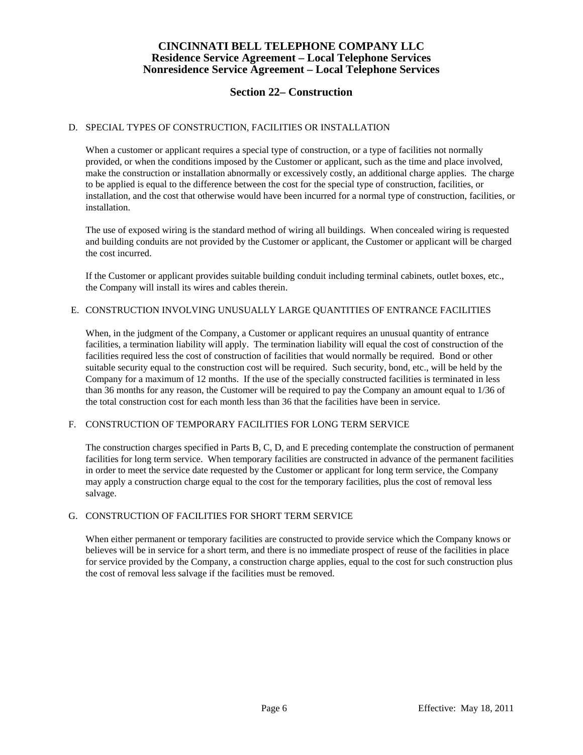# CINCINNATI BELL TELEPHONE COMPANY LLC
## Residence Service Agreement – Local Telephone Services
## Nonresidence Service Agreement – Local Telephone Services

## Section 22– Construction

D. SPECIAL TYPES OF CONSTRUCTION, FACILITIES OR INSTALLATION

When a customer or applicant requires a special type of construction, or a type of facilities not normally provided, or when the conditions imposed by the Customer or applicant, such as the time and place involved, make the construction or installation abnormally or excessively costly, an additional charge applies. The charge to be applied is equal to the difference between the cost for the special type of construction, facilities, or installation, and the cost that otherwise would have been incurred for a normal type of construction, facilities, or installation.

The use of exposed wiring is the standard method of wiring all buildings. When concealed wiring is requested and building conduits are not provided by the Customer or applicant, the Customer or applicant will be charged the cost incurred.

If the Customer or applicant provides suitable building conduit including terminal cabinets, outlet boxes, etc., the Company will install its wires and cables therein.

E. CONSTRUCTION INVOLVING UNUSUALLY LARGE QUANTITIES OF ENTRANCE FACILITIES

When, in the judgment of the Company, a Customer or applicant requires an unusual quantity of entrance facilities, a termination liability will apply. The termination liability will equal the cost of construction of the facilities required less the cost of construction of facilities that would normally be required. Bond or other suitable security equal to the construction cost will be required. Such security, bond, etc., will be held by the Company for a maximum of 12 months. If the use of the specially constructed facilities is terminated in less than 36 months for any reason, the Customer will be required to pay the Company an amount equal to 1/36 of the total construction cost for each month less than 36 that the facilities have been in service.

F. CONSTRUCTION OF TEMPORARY FACILITIES FOR LONG TERM SERVICE

The construction charges specified in Parts B, C, D, and E preceding contemplate the construction of permanent facilities for long term service. When temporary facilities are constructed in advance of the permanent facilities in order to meet the service date requested by the Customer or applicant for long term service, the Company may apply a construction charge equal to the cost for the temporary facilities, plus the cost of removal less salvage.

G. CONSTRUCTION OF FACILITIES FOR SHORT TERM SERVICE

When either permanent or temporary facilities are constructed to provide service which the Company knows or believes will be in service for a short term, and there is no immediate prospect of reuse of the facilities in place for service provided by the Company, a construction charge applies, equal to the cost for such construction plus the cost of removal less salvage if the facilities must be removed.

Effective: May 18, 2011